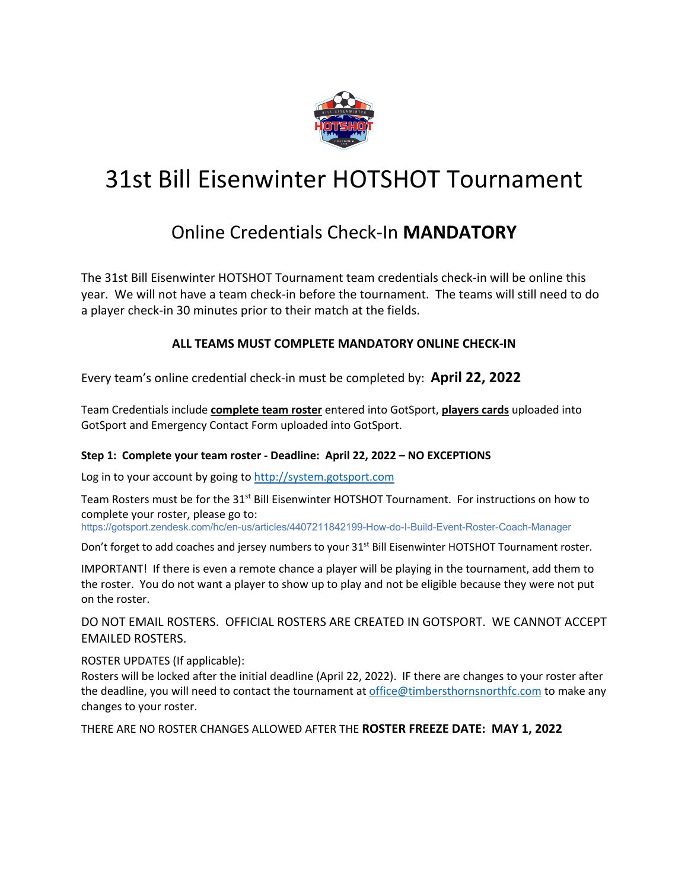# 31st Bill Eisenwinter HOTSHOT Tournament

## Online Credentials Check-In **MANDATORY**

The 31st Bill Eisenwinter HOTSHOT Tournament team credentials check-in will be online this year. We will not have a team check-in before the tournament. The teams will still need to do a player check-in 30 minutes prior to their match at the fields.

**ALL TEAMS MUST COMPLETE MANDATORY ONLINE CHECK-IN**

Every team's online credential check-in must be completed by: **April 22, 2022**

Team Credentials include **complete team roster** entered into GotSport, **players cards** uploaded into GotSport and Emergency Contact Form uploaded into GotSport.

**Step 1: Complete your team roster - Deadline: April 22, 2022 – NO EXCEPTIONS**

Log in to your account by going to http://system.gotsport.com

Team Rosters must be for the 31st Bill Eisenwinter HOTSHOT Tournament. For instructions on how to complete your roster, please go to:
https://gotsport.zendesk.com/hc/en-us/articles/4407211842199-How-do-I-Build-Event-Roster-Coach-Manager

Don't forget to add coaches and jersey numbers to your 31st Bill Eisenwinter HOTSHOT Tournament roster.

IMPORTANT! If there is even a remote chance a player will be playing in the tournament, add them to the roster. You do not want a player to show up to play and not be eligible because they were not put on the roster.

DO NOT EMAIL ROSTERS. OFFICIAL ROSTERS ARE CREATED IN GOTSPORT. WE CANNOT ACCEPT EMAILED ROSTERS.

ROSTER UPDATES (If applicable):
Rosters will be locked after the initial deadline (April 22, 2022). IF there are changes to your roster after the deadline, you will need to contact the tournament at office@timbersthornsnorthfc.com to make any changes to your roster.

THERE ARE NO ROSTER CHANGES ALLOWED AFTER THE **ROSTER FREEZE DATE: MAY 1, 2022**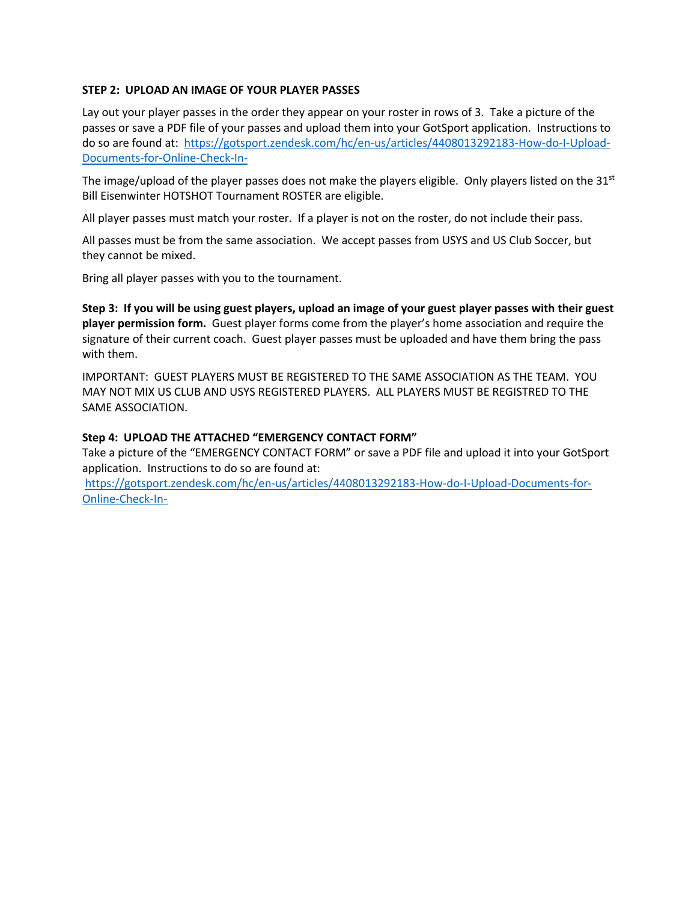**STEP 2: UPLOAD AN IMAGE OF YOUR PLAYER PASSES**

Lay out your player passes in the order they appear on your roster in rows of 3. Take a picture of the passes or save a PDF file of your passes and upload them into your GotSport application. Instructions to do so are found at: https://gotsport.zendesk.com/hc/en-us/articles/4408013292183-How-do-I-Upload-Documents-for-Online-Check-In-

The image/upload of the player passes does not make the players eligible. Only players listed on the 31st Bill Eisenwinter HOTSHOT Tournament ROSTER are eligible.

All player passes must match your roster. If a player is not on the roster, do not include their pass.

All passes must be from the same association. We accept passes from USYS and US Club Soccer, but they cannot be mixed.

Bring all player passes with you to the tournament.

**Step 3: If you will be using guest players, upload an image of your guest player passes with their guest player permission form.** Guest player forms come from the player's home association and require the signature of their current coach. Guest player passes must be uploaded and have them bring the pass with them.

IMPORTANT: GUEST PLAYERS MUST BE REGISTERED TO THE SAME ASSOCIATION AS THE TEAM. YOU MAY NOT MIX US CLUB AND USYS REGISTERED PLAYERS. ALL PLAYERS MUST BE REGISTRED TO THE SAME ASSOCIATION.

**Step 4: UPLOAD THE ATTACHED "EMERGENCY CONTACT FORM"**

Take a picture of the "EMERGENCY CONTACT FORM" or save a PDF file and upload it into your GotSport application. Instructions to do so are found at: https://gotsport.zendesk.com/hc/en-us/articles/4408013292183-How-do-I-Upload-Documents-for-Online-Check-In-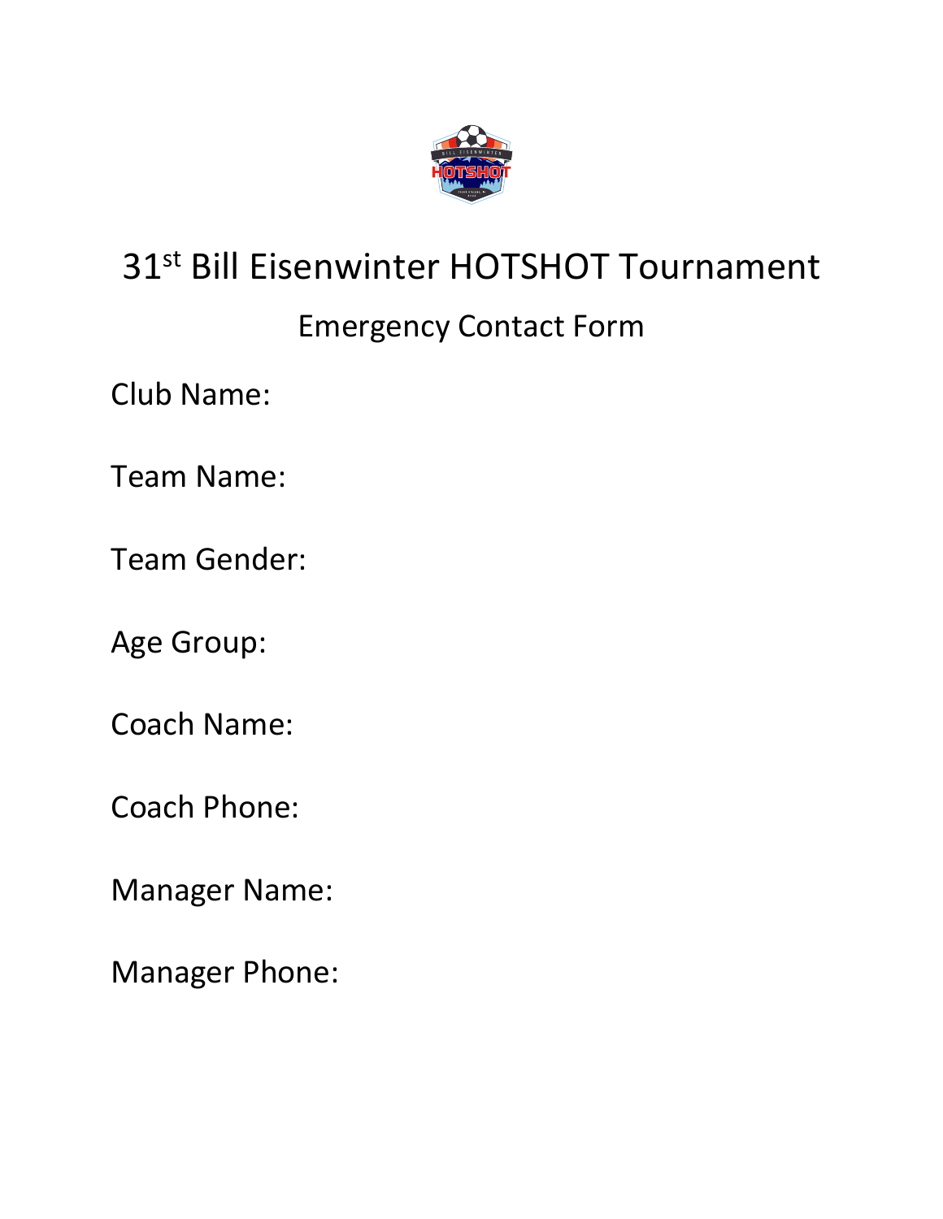# 31st Bill Eisenwinter HOTSHOT Tournament

## Emergency Contact Form

Club Name:

Team Name:

Team Gender:

Age Group:

Coach Name:

Coach Phone:

Manager Name:

Manager Phone: